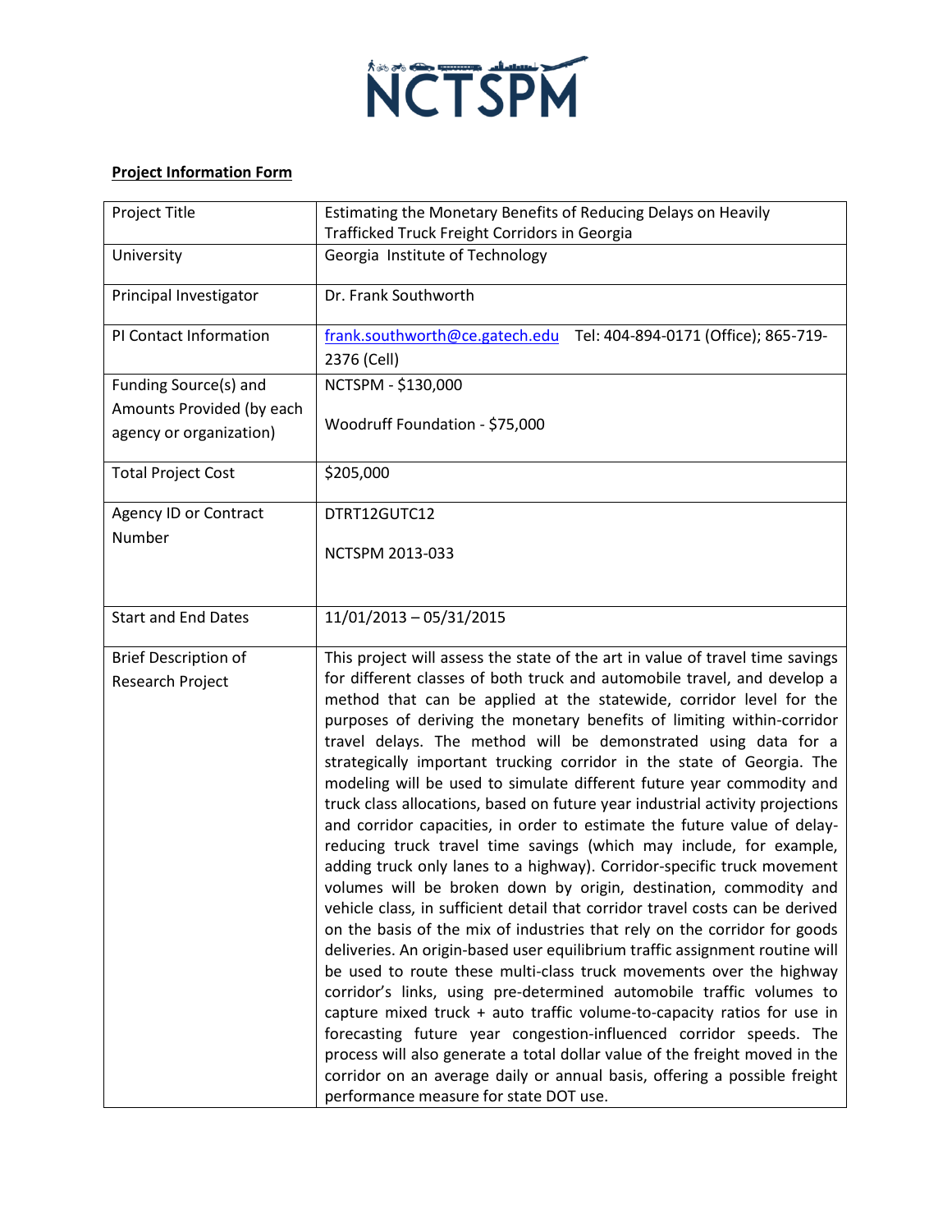**NCTSPM**

**Project Information Form**

| | |
|---|---|
| Project Title | Estimating the Monetary Benefits of Reducing Delays on Heavily Trafficked Truck Freight Corridors in Georgia |
| University | Georgia Institute of Technology |
| Principal Investigator | Dr. Frank Southworth |
| PI Contact Information | frank.southworth@ce.gatech.edu Tel: 404-894-0171 (Office); 865-719-2376 (Cell) |
| Funding Source(s) and Amounts Provided (by each agency or organization) | NCTSPM - $130,000<br><br>Woodruff Foundation - $75,000 |
| Total Project Cost | $205,000 |
| Agency ID or Contract Number | DTRT12GUTC12<br><br>NCTSPM 2013-033 |
| Start and End Dates | 11/01/2013 – 05/31/2015 |
| Brief Description of Research Project | This project will assess the state of the art in value of travel time savings for different classes of both truck and automobile travel, and develop a method that can be applied at the statewide, corridor level for the purposes of deriving the monetary benefits of limiting within-corridor travel delays. The method will be demonstrated using data for a strategically important trucking corridor in the state of Georgia. The modeling will be used to simulate different future year commodity and truck class allocations, based on future year industrial activity projections and corridor capacities, in order to estimate the future value of delay-reducing truck travel time savings (which may include, for example, adding truck only lanes to a highway). Corridor-specific truck movement volumes will be broken down by origin, destination, commodity and vehicle class, in sufficient detail that corridor travel costs can be derived on the basis of the mix of industries that rely on the corridor for goods deliveries. An origin-based user equilibrium traffic assignment routine will be used to route these multi-class truck movements over the highway corridor's links, using pre-determined automobile traffic volumes to capture mixed truck + auto traffic volume-to-capacity ratios for use in forecasting future year congestion-influenced corridor speeds. The process will also generate a total dollar value of the freight moved in the corridor on an average daily or annual basis, offering a possible freight performance measure for state DOT use. |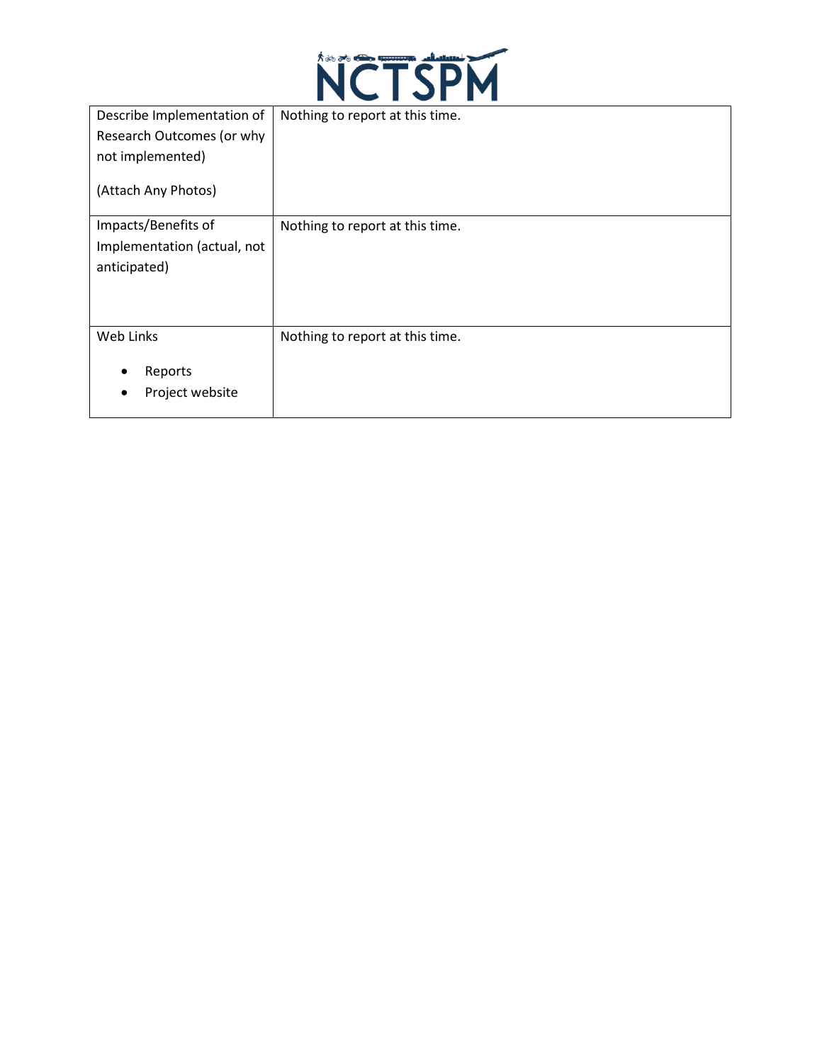| | |
|---|---|
| Describe Implementation of Research Outcomes (or why not implemented)<br><br>(Attach Any Photos) | Nothing to report at this time. |
| Impacts/Benefits of Implementation (actual, not anticipated) | Nothing to report at this time. |
| Web Links<br><br>• Reports<br>• Project website | Nothing to report at this time. |